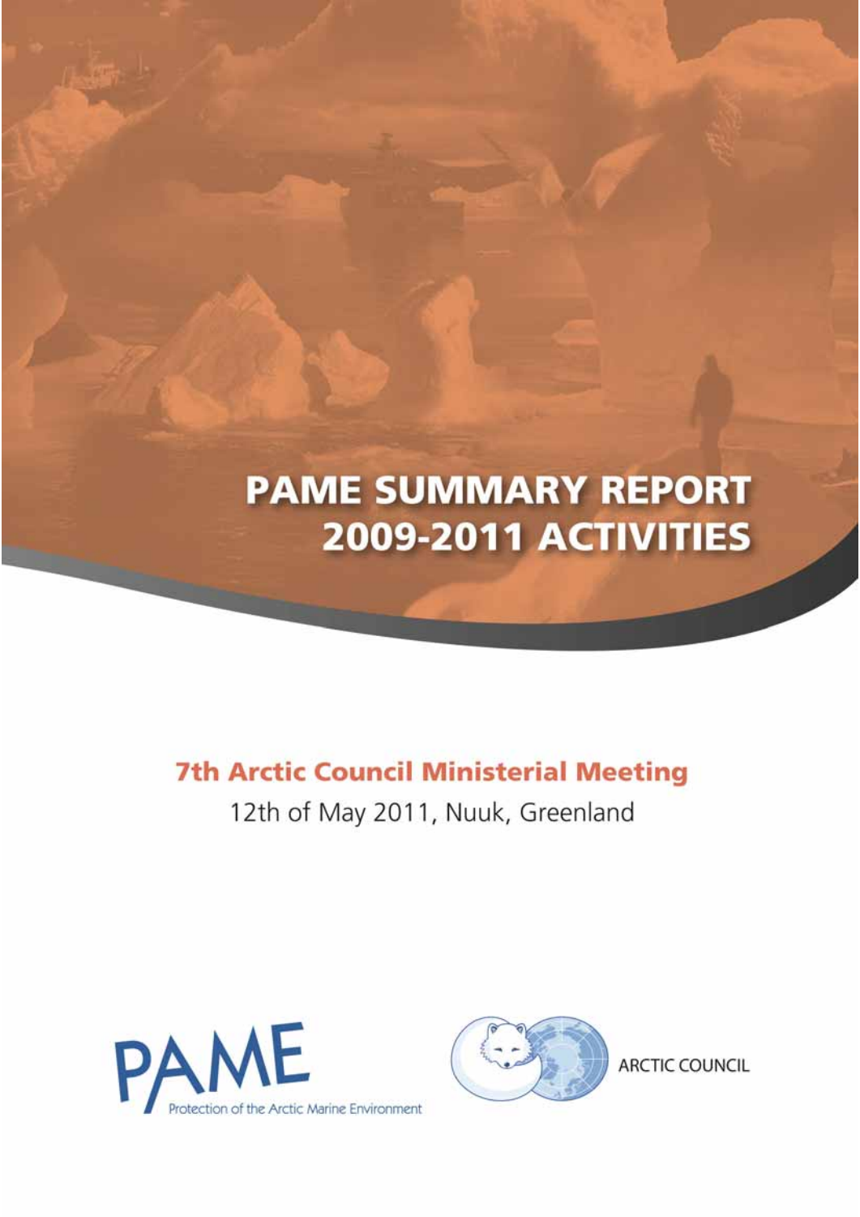# PAME SUMMARY REPORT 2009-2011 ACTIVITIES

## 7th Arctic Council Ministerial Meeting

12th of May 2011, Nuuk, Greenland

PAME
Protection of the Arctic Marine Environment

ARCTIC COUNCIL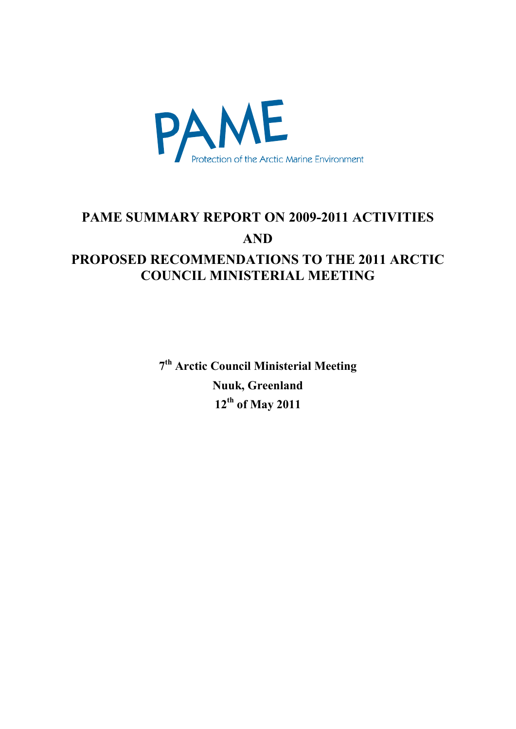PAME

Protection of the Arctic Marine Environment

# PAME SUMMARY REPORT ON 2009-2011 ACTIVITIES AND PROPOSED RECOMMENDATIONS TO THE 2011 ARCTIC COUNCIL MINISTERIAL MEETING

**7th Arctic Council Ministerial Meeting**
**Nuuk, Greenland**
**12th of May 2011**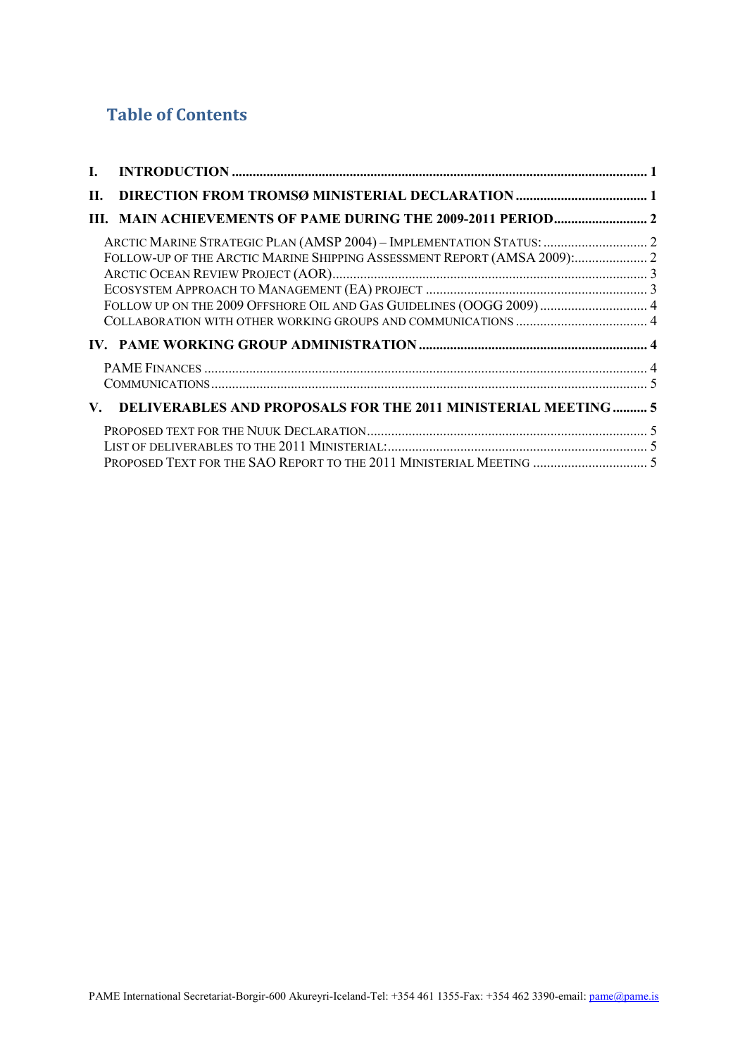## Table of Contents

**I. INTRODUCTION** ........ 1

**II. DIRECTION FROM TROMSØ MINISTERIAL DECLARATION** ........ 1

**III. MAIN ACHIEVEMENTS OF PAME DURING THE 2009-2011 PERIOD** ........ 2

- ARCTIC MARINE STRATEGIC PLAN (AMSP 2004) – IMPLEMENTATION STATUS: ........ 2
- FOLLOW-UP OF THE ARCTIC MARINE SHIPPING ASSESSMENT REPORT (AMSA 2009): ........ 2
- ARCTIC OCEAN REVIEW PROJECT (AOR) ........ 3
- ECOSYSTEM APPROACH TO MANAGEMENT (EA) PROJECT ........ 3
- FOLLOW UP ON THE 2009 OFFSHORE OIL AND GAS GUIDELINES (OOGG 2009) ........ 4
- COLLABORATION WITH OTHER WORKING GROUPS AND COMMUNICATIONS ........ 4

**IV. PAME WORKING GROUP ADMINISTRATION** ........ 4

- PAME FINANCES ........ 4
- COMMUNICATIONS ........ 5

**V. DELIVERABLES AND PROPOSALS FOR THE 2011 MINISTERIAL MEETING** ........ 5

- PROPOSED TEXT FOR THE NUUK DECLARATION ........ 5
- LIST OF DELIVERABLES TO THE 2011 MINISTERIAL: ........ 5
- PROPOSED TEXT FOR THE SAO REPORT TO THE 2011 MINISTERIAL MEETING ........ 5

PAME International Secretariat-Borgir-600 Akureyri-Iceland-Tel: +354 461 1355-Fax: +354 462 3390-email: pame@pame.is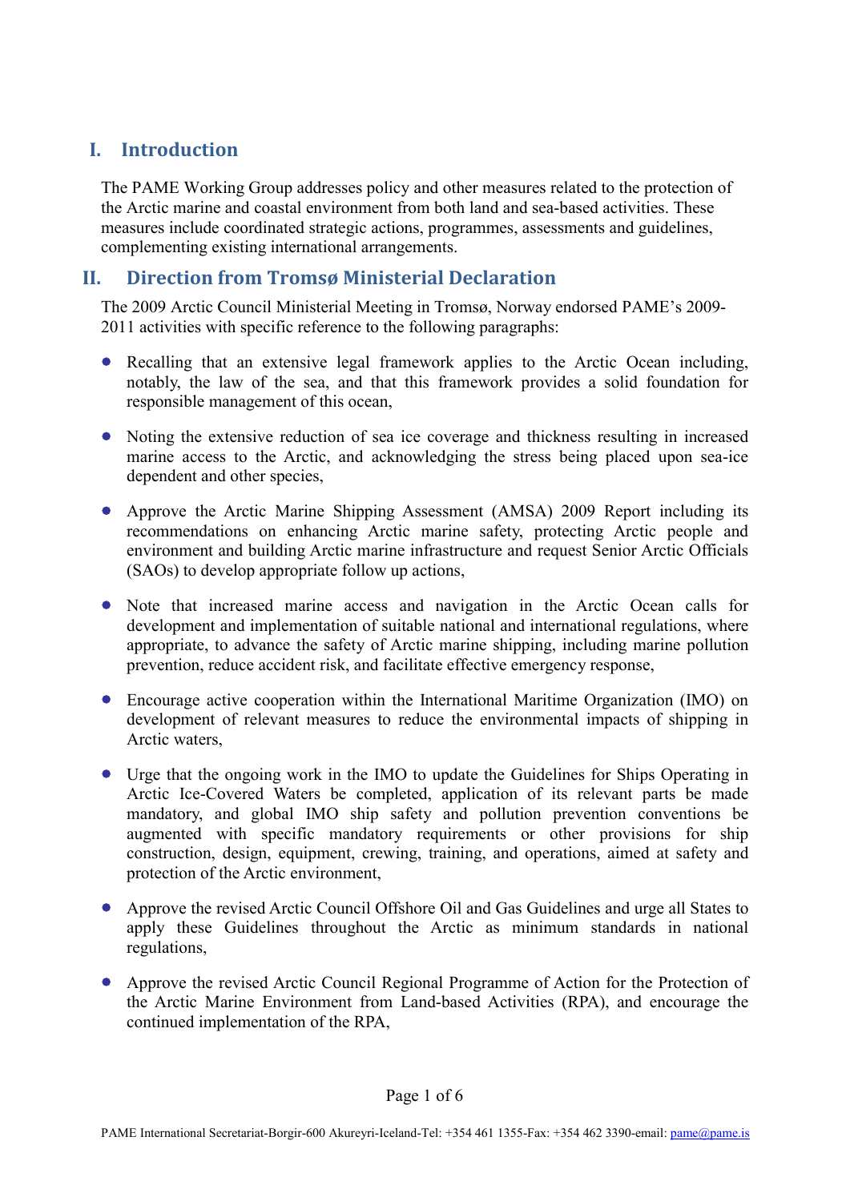## I. Introduction

The PAME Working Group addresses policy and other measures related to the protection of the Arctic marine and coastal environment from both land and sea-based activities. These measures include coordinated strategic actions, programmes, assessments and guidelines, complementing existing international arrangements.

## II. Direction from Tromsø Ministerial Declaration

The 2009 Arctic Council Ministerial Meeting in Tromsø, Norway endorsed PAME's 2009-2011 activities with specific reference to the following paragraphs:

- Recalling that an extensive legal framework applies to the Arctic Ocean including, notably, the law of the sea, and that this framework provides a solid foundation for responsible management of this ocean,
- Noting the extensive reduction of sea ice coverage and thickness resulting in increased marine access to the Arctic, and acknowledging the stress being placed upon sea-ice dependent and other species,
- Approve the Arctic Marine Shipping Assessment (AMSA) 2009 Report including its recommendations on enhancing Arctic marine safety, protecting Arctic people and environment and building Arctic marine infrastructure and request Senior Arctic Officials (SAOs) to develop appropriate follow up actions,
- Note that increased marine access and navigation in the Arctic Ocean calls for development and implementation of suitable national and international regulations, where appropriate, to advance the safety of Arctic marine shipping, including marine pollution prevention, reduce accident risk, and facilitate effective emergency response,
- Encourage active cooperation within the International Maritime Organization (IMO) on development of relevant measures to reduce the environmental impacts of shipping in Arctic waters,
- Urge that the ongoing work in the IMO to update the Guidelines for Ships Operating in Arctic Ice-Covered Waters be completed, application of its relevant parts be made mandatory, and global IMO ship safety and pollution prevention conventions be augmented with specific mandatory requirements or other provisions for ship construction, design, equipment, crewing, training, and operations, aimed at safety and protection of the Arctic environment,
- Approve the revised Arctic Council Offshore Oil and Gas Guidelines and urge all States to apply these Guidelines throughout the Arctic as minimum standards in national regulations,
- Approve the revised Arctic Council Regional Programme of Action for the Protection of the Arctic Marine Environment from Land-based Activities (RPA), and encourage the continued implementation of the RPA,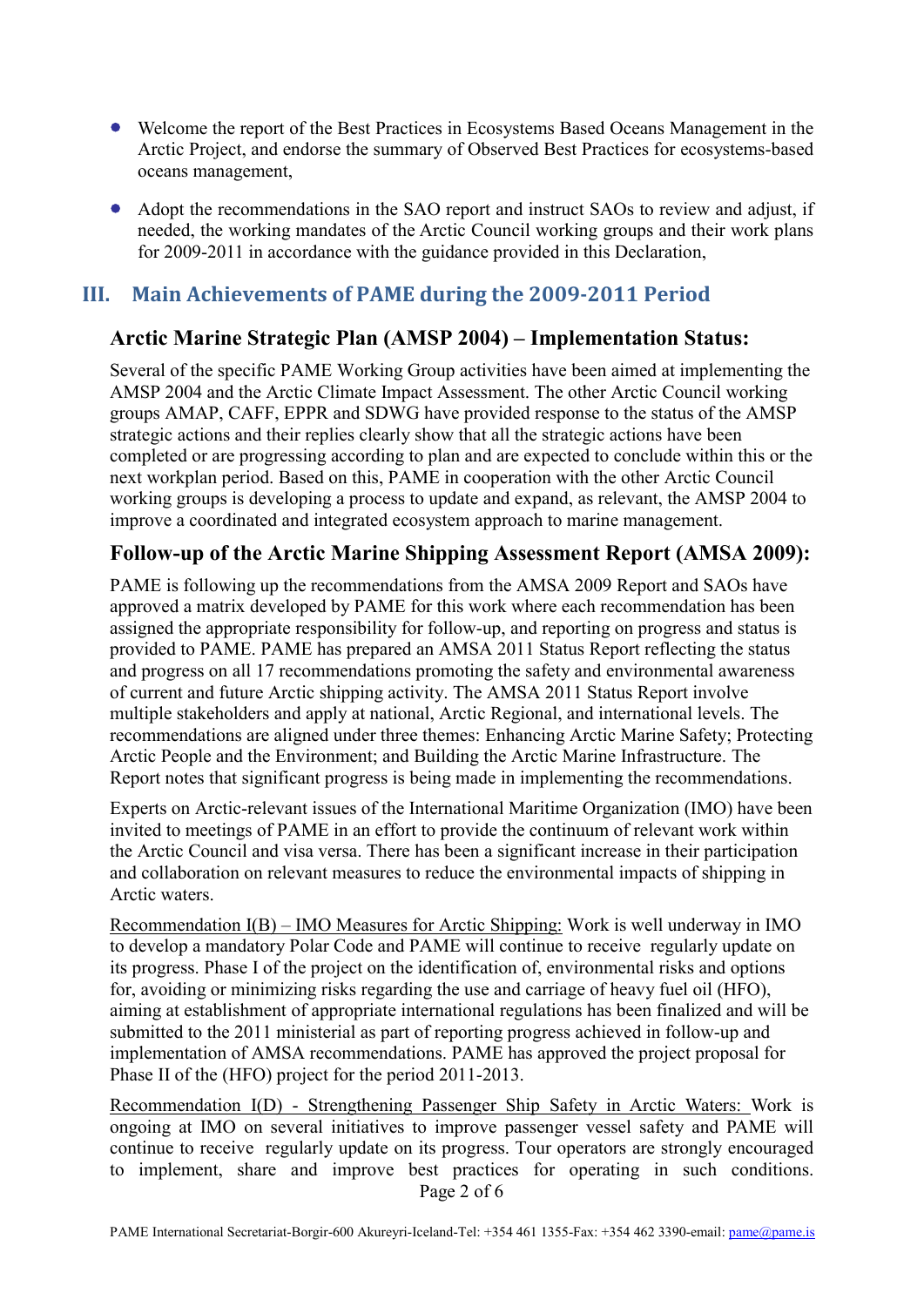- Welcome the report of the Best Practices in Ecosystems Based Oceans Management in the Arctic Project, and endorse the summary of Observed Best Practices for ecosystems-based oceans management,

- Adopt the recommendations in the SAO report and instruct SAOs to review and adjust, if needed, the working mandates of the Arctic Council working groups and their work plans for 2009-2011 in accordance with the guidance provided in this Declaration,

## III. Main Achievements of PAME during the 2009-2011 Period

### Arctic Marine Strategic Plan (AMSP 2004) – Implementation Status:

Several of the specific PAME Working Group activities have been aimed at implementing the AMSP 2004 and the Arctic Climate Impact Assessment. The other Arctic Council working groups AMAP, CAFF, EPPR and SDWG have provided response to the status of the AMSP strategic actions and their replies clearly show that all the strategic actions have been completed or are progressing according to plan and are expected to conclude within this or the next workplan period. Based on this, PAME in cooperation with the other Arctic Council working groups is developing a process to update and expand, as relevant, the AMSP 2004 to improve a coordinated and integrated ecosystem approach to marine management.

### Follow-up of the Arctic Marine Shipping Assessment Report (AMSA 2009):

PAME is following up the recommendations from the AMSA 2009 Report and SAOs have approved a matrix developed by PAME for this work where each recommendation has been assigned the appropriate responsibility for follow-up, and reporting on progress and status is provided to PAME. PAME has prepared an AMSA 2011 Status Report reflecting the status and progress on all 17 recommendations promoting the safety and environmental awareness of current and future Arctic shipping activity. The AMSA 2011 Status Report involve multiple stakeholders and apply at national, Arctic Regional, and international levels. The recommendations are aligned under three themes: Enhancing Arctic Marine Safety; Protecting Arctic People and the Environment; and Building the Arctic Marine Infrastructure. The Report notes that significant progress is being made in implementing the recommendations.

Experts on Arctic-relevant issues of the International Maritime Organization (IMO) have been invited to meetings of PAME in an effort to provide the continuum of relevant work within the Arctic Council and visa versa. There has been a significant increase in their participation and collaboration on relevant measures to reduce the environmental impacts of shipping in Arctic waters.

<u>Recommendation I(B) – IMO Measures for Arctic Shipping:</u> Work is well underway in IMO to develop a mandatory Polar Code and PAME will continue to receive regularly update on its progress. Phase I of the project on the identification of, environmental risks and options for, avoiding or minimizing risks regarding the use and carriage of heavy fuel oil (HFO), aiming at establishment of appropriate international regulations has been finalized and will be submitted to the 2011 ministerial as part of reporting progress achieved in follow-up and implementation of AMSA recommendations. PAME has approved the project proposal for Phase II of the (HFO) project for the period 2011-2013.

<u>Recommendation I(D) - Strengthening Passenger Ship Safety in Arctic Waters:</u> Work is ongoing at IMO on several initiatives to improve passenger vessel safety and PAME will continue to receive regularly update on its progress. Tour operators are strongly encouraged to implement, share and improve best practices for operating in such conditions.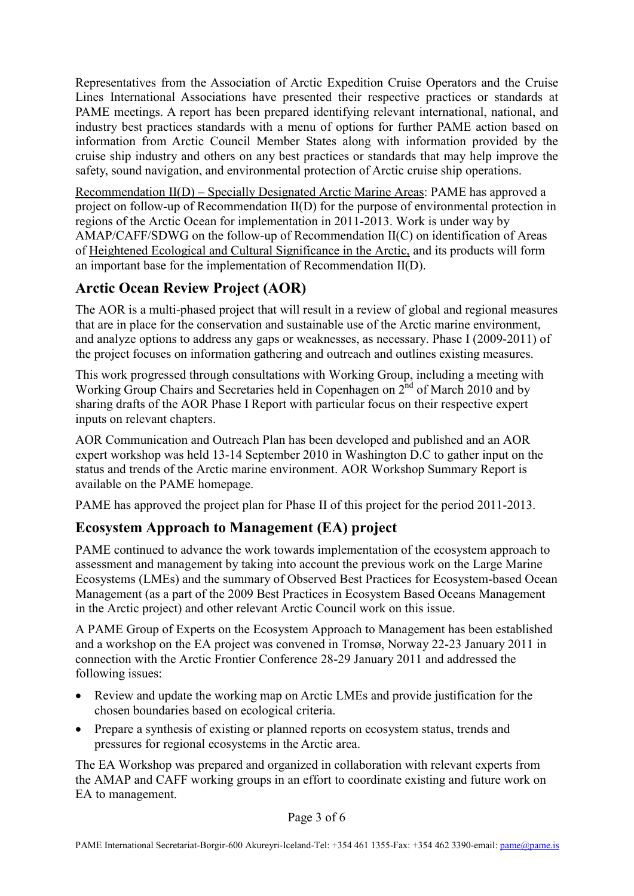Representatives from the Association of Arctic Expedition Cruise Operators and the Cruise Lines International Associations have presented their respective practices or standards at PAME meetings. A report has been prepared identifying relevant international, national, and industry best practices standards with a menu of options for further PAME action based on information from Arctic Council Member States along with information provided by the cruise ship industry and others on any best practices or standards that may help improve the safety, sound navigation, and environmental protection of Arctic cruise ship operations.

Recommendation II(D) – Specially Designated Arctic Marine Areas: PAME has approved a project on follow-up of Recommendation II(D) for the purpose of environmental protection in regions of the Arctic Ocean for implementation in 2011-2013. Work is under way by AMAP/CAFF/SDWG on the follow-up of Recommendation II(C) on identification of Areas of Heightened Ecological and Cultural Significance in the Arctic, and its products will form an important base for the implementation of Recommendation II(D).

## Arctic Ocean Review Project (AOR)

The AOR is a multi-phased project that will result in a review of global and regional measures that are in place for the conservation and sustainable use of the Arctic marine environment, and analyze options to address any gaps or weaknesses, as necessary. Phase I (2009-2011) of the project focuses on information gathering and outreach and outlines existing measures.

This work progressed through consultations with Working Group, including a meeting with Working Group Chairs and Secretaries held in Copenhagen on 2nd of March 2010 and by sharing drafts of the AOR Phase I Report with particular focus on their respective expert inputs on relevant chapters.

AOR Communication and Outreach Plan has been developed and published and an AOR expert workshop was held 13-14 September 2010 in Washington D.C to gather input on the status and trends of the Arctic marine environment. AOR Workshop Summary Report is available on the PAME homepage.

PAME has approved the project plan for Phase II of this project for the period 2011-2013.

## Ecosystem Approach to Management (EA) project

PAME continued to advance the work towards implementation of the ecosystem approach to assessment and management by taking into account the previous work on the Large Marine Ecosystems (LMEs) and the summary of Observed Best Practices for Ecosystem-based Ocean Management (as a part of the 2009 Best Practices in Ecosystem Based Oceans Management in the Arctic project) and other relevant Arctic Council work on this issue.

A PAME Group of Experts on the Ecosystem Approach to Management has been established and a workshop on the EA project was convened in Tromsø, Norway 22-23 January 2011 in connection with the Arctic Frontier Conference 28-29 January 2011 and addressed the following issues:

- Review and update the working map on Arctic LMEs and provide justification for the chosen boundaries based on ecological criteria.
- Prepare a synthesis of existing or planned reports on ecosystem status, trends and pressures for regional ecosystems in the Arctic area.

The EA Workshop was prepared and organized in collaboration with relevant experts from the AMAP and CAFF working groups in an effort to coordinate existing and future work on EA to management.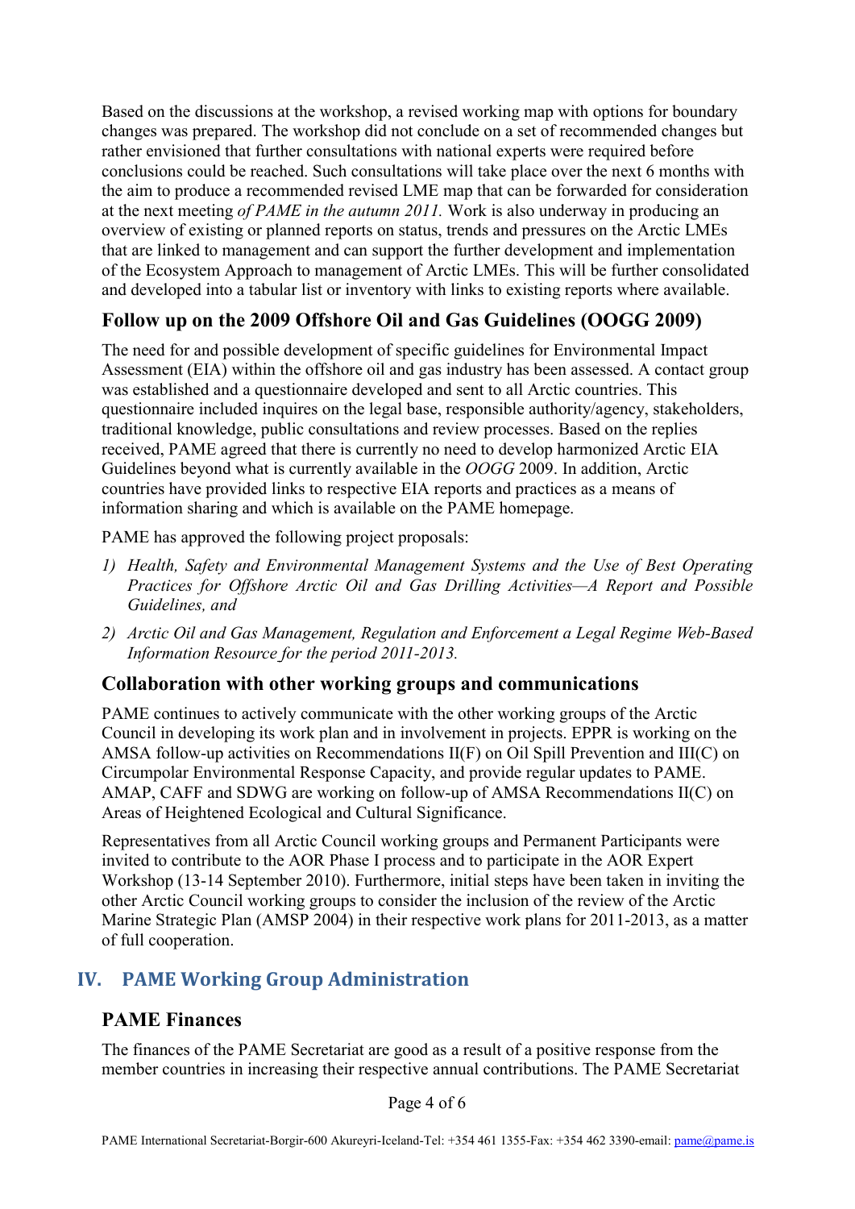Based on the discussions at the workshop, a revised working map with options for boundary changes was prepared. The workshop did not conclude on a set of recommended changes but rather envisioned that further consultations with national experts were required before conclusions could be reached. Such consultations will take place over the next 6 months with the aim to produce a recommended revised LME map that can be forwarded for consideration at the next meeting *of PAME in the autumn 2011.* Work is also underway in producing an overview of existing or planned reports on status, trends and pressures on the Arctic LMEs that are linked to management and can support the further development and implementation of the Ecosystem Approach to management of Arctic LMEs. This will be further consolidated and developed into a tabular list or inventory with links to existing reports where available.

### Follow up on the 2009 Offshore Oil and Gas Guidelines (OOGG 2009)

The need for and possible development of specific guidelines for Environmental Impact Assessment (EIA) within the offshore oil and gas industry has been assessed. A contact group was established and a questionnaire developed and sent to all Arctic countries. This questionnaire included inquires on the legal base, responsible authority/agency, stakeholders, traditional knowledge, public consultations and review processes. Based on the replies received, PAME agreed that there is currently no need to develop harmonized Arctic EIA Guidelines beyond what is currently available in the *OOGG* 2009. In addition, Arctic countries have provided links to respective EIA reports and practices as a means of information sharing and which is available on the PAME homepage.

PAME has approved the following project proposals:

1) *Health, Safety and Environmental Management Systems and the Use of Best Operating Practices for Offshore Arctic Oil and Gas Drilling Activities—A Report and Possible Guidelines, and*
2) *Arctic Oil and Gas Management, Regulation and Enforcement a Legal Regime Web-Based Information Resource for the period 2011-2013.*

### Collaboration with other working groups and communications

PAME continues to actively communicate with the other working groups of the Arctic Council in developing its work plan and in involvement in projects. EPPR is working on the AMSA follow-up activities on Recommendations II(F) on Oil Spill Prevention and III(C) on Circumpolar Environmental Response Capacity, and provide regular updates to PAME. AMAP, CAFF and SDWG are working on follow-up of AMSA Recommendations II(C) on Areas of Heightened Ecological and Cultural Significance.

Representatives from all Arctic Council working groups and Permanent Participants were invited to contribute to the AOR Phase I process and to participate in the AOR Expert Workshop (13-14 September 2010). Furthermore, initial steps have been taken in inviting the other Arctic Council working groups to consider the inclusion of the review of the Arctic Marine Strategic Plan (AMSP 2004) in their respective work plans for 2011-2013, as a matter of full cooperation.

## IV. PAME Working Group Administration

### PAME Finances

The finances of the PAME Secretariat are good as a result of a positive response from the member countries in increasing their respective annual contributions. The PAME Secretariat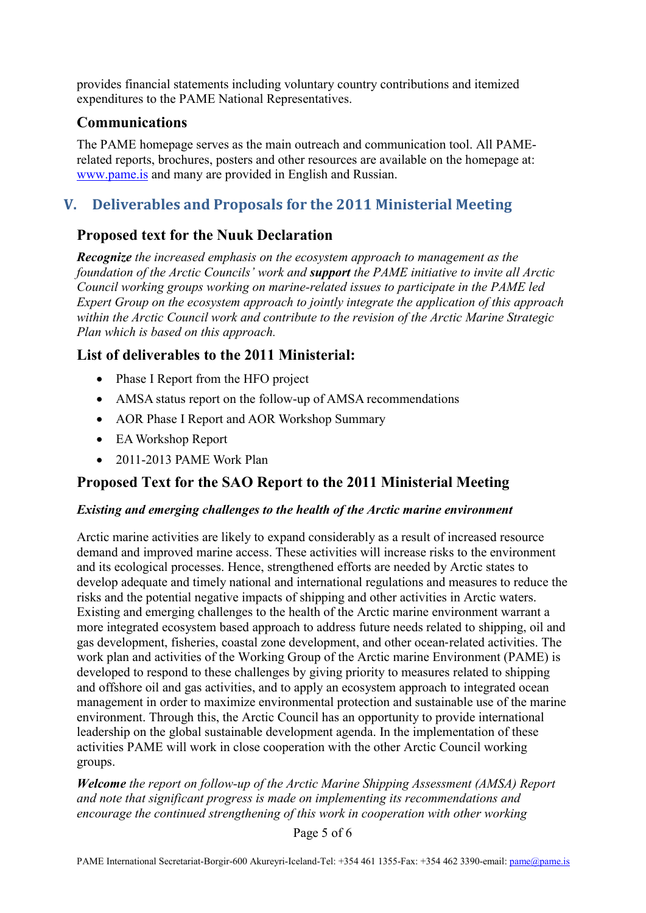provides financial statements including voluntary country contributions and itemized expenditures to the PAME National Representatives.

### Communications

The PAME homepage serves as the main outreach and communication tool. All PAME-related reports, brochures, posters and other resources are available on the homepage at: www.pame.is and many are provided in English and Russian.

## V. Deliverables and Proposals for the 2011 Ministerial Meeting

### Proposed text for the Nuuk Declaration

***Recognize*** *the increased emphasis on the ecosystem approach to management as the foundation of the Arctic Councils' work and* ***support*** *the PAME initiative to invite all Arctic Council working groups working on marine-related issues to participate in the PAME led Expert Group on the ecosystem approach to jointly integrate the application of this approach within the Arctic Council work and contribute to the revision of the Arctic Marine Strategic Plan which is based on this approach.*

### List of deliverables to the 2011 Ministerial:

- Phase I Report from the HFO project
- AMSA status report on the follow-up of AMSA recommendations
- AOR Phase I Report and AOR Workshop Summary
- EA Workshop Report
- 2011-2013 PAME Work Plan

### Proposed Text for the SAO Report to the 2011 Ministerial Meeting

***Existing and emerging challenges to the health of the Arctic marine environment***

Arctic marine activities are likely to expand considerably as a result of increased resource demand and improved marine access. These activities will increase risks to the environment and its ecological processes. Hence, strengthened efforts are needed by Arctic states to develop adequate and timely national and international regulations and measures to reduce the risks and the potential negative impacts of shipping and other activities in Arctic waters. Existing and emerging challenges to the health of the Arctic marine environment warrant a more integrated ecosystem based approach to address future needs related to shipping, oil and gas development, fisheries, coastal zone development, and other ocean-related activities. The work plan and activities of the Working Group of the Arctic marine Environment (PAME) is developed to respond to these challenges by giving priority to measures related to shipping and offshore oil and gas activities, and to apply an ecosystem approach to integrated ocean management in order to maximize environmental protection and sustainable use of the marine environment. Through this, the Arctic Council has an opportunity to provide international leadership on the global sustainable development agenda. In the implementation of these activities PAME will work in close cooperation with the other Arctic Council working groups.

***Welcome*** *the report on follow-up of the Arctic Marine Shipping Assessment (AMSA) Report and note that significant progress is made on implementing its recommendations and encourage the continued strengthening of this work in cooperation with other working*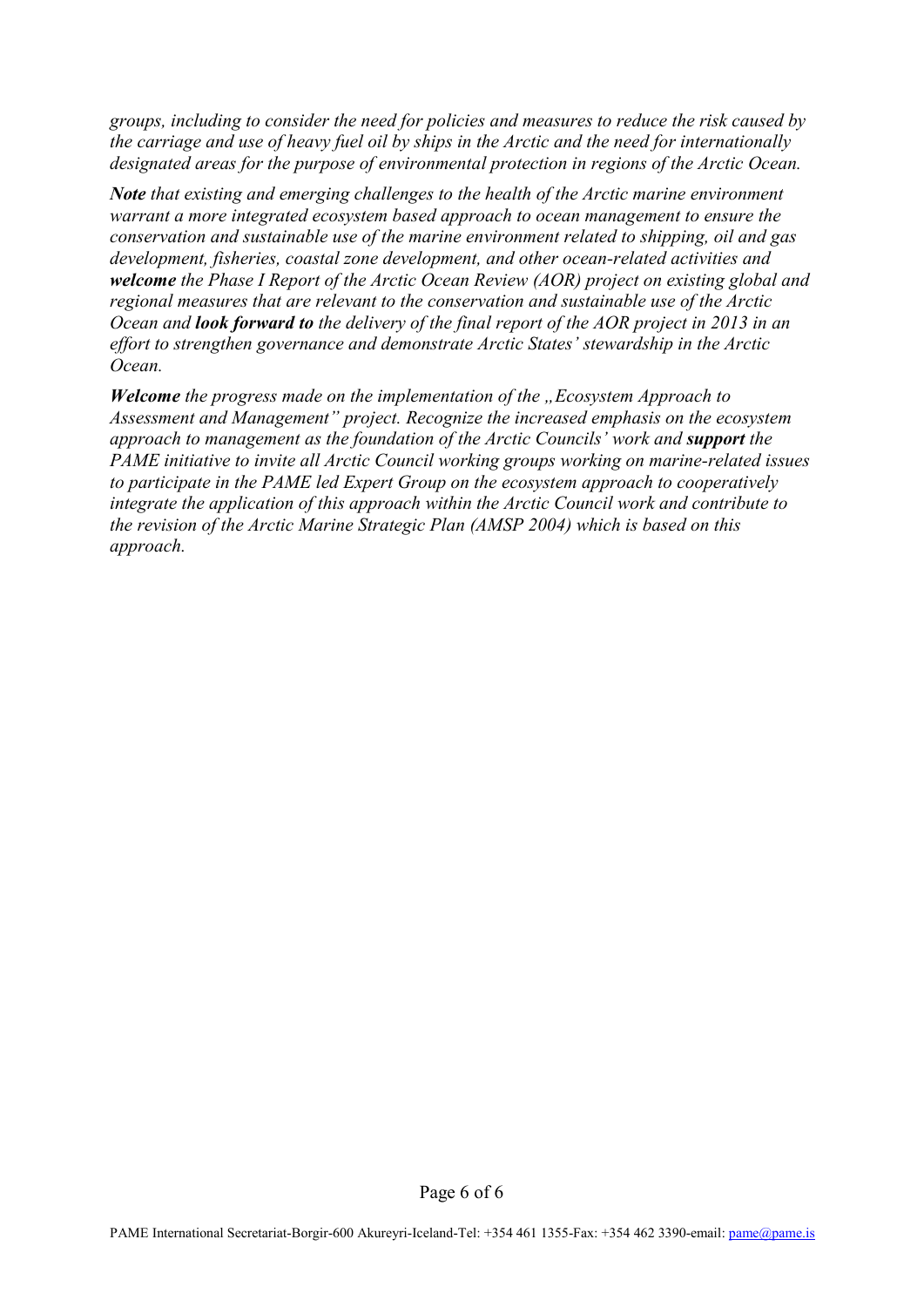*groups, including to consider the need for policies and measures to reduce the risk caused by the carriage and use of heavy fuel oil by ships in the Arctic and the need for internationally designated areas for the purpose of environmental protection in regions of the Arctic Ocean.*

***Note** that existing and emerging challenges to the health of the Arctic marine environment warrant a more integrated ecosystem based approach to ocean management to ensure the conservation and sustainable use of the marine environment related to shipping, oil and gas development, fisheries, coastal zone development, and other ocean-related activities and **welcome** the Phase I Report of the Arctic Ocean Review (AOR) project on existing global and regional measures that are relevant to the conservation and sustainable use of the Arctic Ocean and **look forward to** the delivery of the final report of the AOR project in 2013 in an effort to strengthen governance and demonstrate Arctic States' stewardship in the Arctic Ocean.*

***Welcome** the progress made on the implementation of the „Ecosystem Approach to Assessment and Management" project. Recognize the increased emphasis on the ecosystem approach to management as the foundation of the Arctic Councils' work and **support** the PAME initiative to invite all Arctic Council working groups working on marine-related issues to participate in the PAME led Expert Group on the ecosystem approach to cooperatively integrate the application of this approach within the Arctic Council work and contribute to the revision of the Arctic Marine Strategic Plan (AMSP 2004) which is based on this approach.*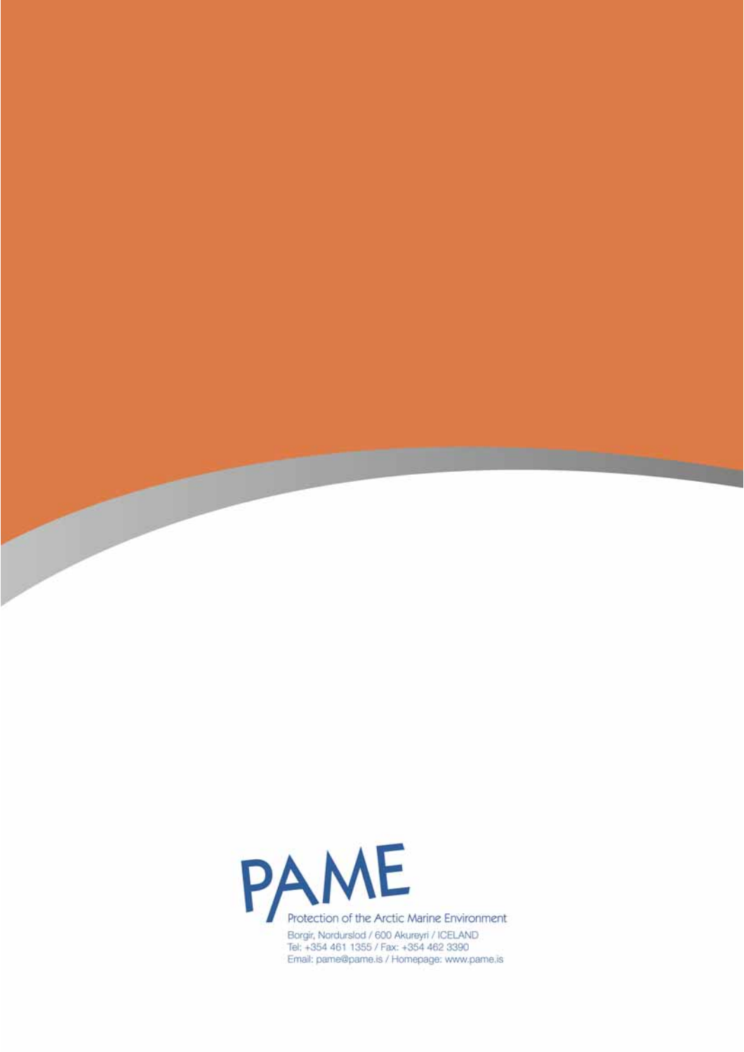PAME

Protection of the Arctic Marine Environment

Borgir, Nordurslod / 600 Akureyri / ICELAND
Tel: +354 461 1355 / Fax: +354 462 3390
Email: pame@pame.is / Homepage: www.pame.is